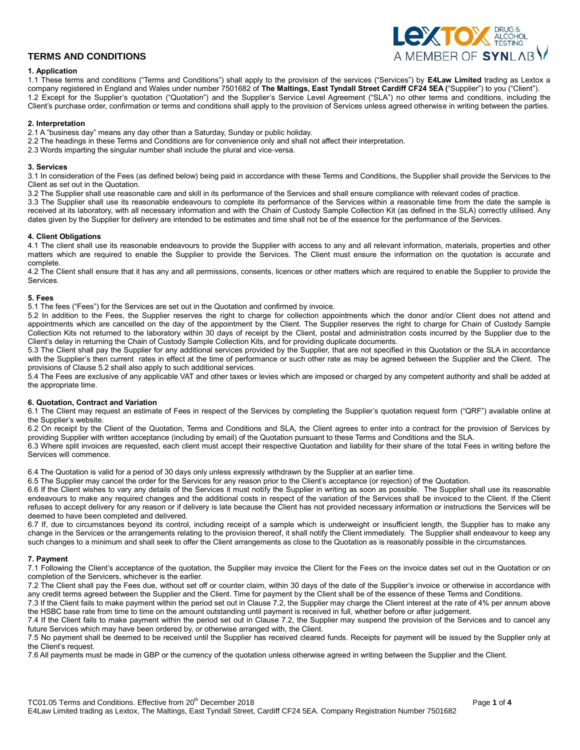# TERMS AND CONDITIONS

### 1. Application

1.1 These terms and conditions ("Terms and Conditions") shall apply to the provision of the services ("Services") by **E4Law Limited** trading as Lextox a company registered in England and Wales under number 7501682 of **The Maltings, East Tyndall Street Cardiff CF24 5EA (**"Supplier") to you ("Client").

1.2 Except for the Supplier's quotation ("Quotation") and the Supplier's Service Level Agreement ("SLA") no other terms and conditions, including the Client's purchase order, confirmation or terms and conditions shall apply to the provision of Services unless agreed otherwise in writing between the parties.

### 2. Interpretation

2.1 A "business day" means any day other than a Saturday, Sunday or public holiday.

2.2 The headings in these Terms and Conditions are for convenience only and shall not affect their interpretation.

2.3 Words imparting the singular number shall include the plural and vice-versa.

### 3. Services

3.1 In consideration of the Fees (as defined below) being paid in accordance with these Terms and Conditions, the Supplier shall provide the Services to the Client as set out in the Quotation.

3.2 The Supplier shall use reasonable care and skill in its performance of the Services and shall ensure compliance with relevant codes of practice.

3.3 The Supplier shall use its reasonable endeavours to complete its performance of the Services within a reasonable time from the date the sample is received at its laboratory, with all necessary information and with the Chain of Custody Sample Collection Kit (as defined in the SLA) correctly utilised. Any dates given by the Supplier for delivery are intended to be estimates and time shall not be of the essence for the performance of the Services.

### 4. Client Obligations

4.1 The client shall use its reasonable endeavours to provide the Supplier with access to any and all relevant information, materials, properties and other matters which are required to enable the Supplier to provide the Services. The Client must ensure the information on the quotation is accurate and complete.

4.2 The Client shall ensure that it has any and all permissions, consents, licences or other matters which are required to enable the Supplier to provide the Services.

### 5. Fees

5.1 The fees ("Fees") for the Services are set out in the Quotation and confirmed by invoice.

5.2 In addition to the Fees, the Supplier reserves the right to charge for collection appointments which the donor and/or Client does not attend and appointments which are cancelled on the day of the appointment by the Client. The Supplier reserves the right to charge for Chain of Custody Sample Collection Kits not returned to the laboratory within 30 days of receipt by the Client, postal and administration costs incurred by the Supplier due to the Client's delay in returning the Chain of Custody Sample Collection Kits, and for providing duplicate documents.

5.3 The Client shall pay the Supplier for any additional services provided by the Supplier, that are not specified in this Quotation or the SLA in accordance with the Supplier's then current rates in effect at the time of performance or such other rate as may be agreed between the Supplier and the Client. The provisions of Clause 5.2 shall also apply to such additional services.

5.4 The Fees are exclusive of any applicable VAT and other taxes or levies which are imposed or charged by any competent authority and shall be added at the appropriate time.

### 6. Quotation, Contract and Variation

6.1 The Client may request an estimate of Fees in respect of the Services by completing the Supplier's quotation request form ("QRF") available online at the Supplier's website.

6.2 On receipt by the Client of the Quotation, Terms and Conditions and SLA, the Client agrees to enter into a contract for the provision of Services by providing Supplier with written acceptance (including by email) of the Quotation pursuant to these Terms and Conditions and the SLA.

6.3 Where split invoices are requested, each client must accept their respective Quotation and liability for their share of the total Fees in writing before the Services will commence.

6.4 The Quotation is valid for a period of 30 days only unless expressly withdrawn by the Supplier at an earlier time.

6.5 The Supplier may cancel the order for the Services for any reason prior to the Client's acceptance (or rejection) of the Quotation.

6.6 If the Client wishes to vary any details of the Services it must notify the Supplier in writing as soon as possible. The Supplier shall use its reasonable endeavours to make any required changes and the additional costs in respect of the variation of the Services shall be invoiced to the Client. If the Client refuses to accept delivery for any reason or if delivery is late because the Client has not provided necessary information or instructions the Services will be deemed to have been completed and delivered.

6.7 If, due to circumstances beyond its control, including receipt of a sample which is underweight or insufficient length, the Supplier has to make any change in the Services or the arrangements relating to the provision thereof, it shall notify the Client immediately. The Supplier shall endeavour to keep any such changes to a minimum and shall seek to offer the Client arrangements as close to the Quotation as is reasonably possible in the circumstances.

### 7. Payment

7.1 Following the Client's acceptance of the quotation, the Supplier may invoice the Client for the Fees on the invoice dates set out in the Quotation or on completion of the Servicers, whichever is the earlier.

7.2 The Client shall pay the Fees due, without set off or counter claim, within 30 days of the date of the Supplier's invoice or otherwise in accordance with any credit terms agreed between the Supplier and the Client. Time for payment by the Client shall be of the essence of these Terms and Conditions.

7.3 If the Client fails to make payment within the period set out in Clause 7.2, the Supplier may charge the Client interest at the rate of 4% per annum above the HSBC base rate from time to time on the amount outstanding until payment is received in full, whether before or after judgement.

7.4 If the Client fails to make payment within the period set out in Clause 7.2, the Supplier may suspend the provision of the Services and to cancel any future Services which may have been ordered by, or otherwise arranged with, the Client.

7.5 No payment shall be deemed to be received until the Supplier has received cleared funds. Receipts for payment will be issued by the Supplier only at the Client's request.

7.6 All payments must be made in GBP or the currency of the quotation unless otherwise agreed in writing between the Supplier and the Client.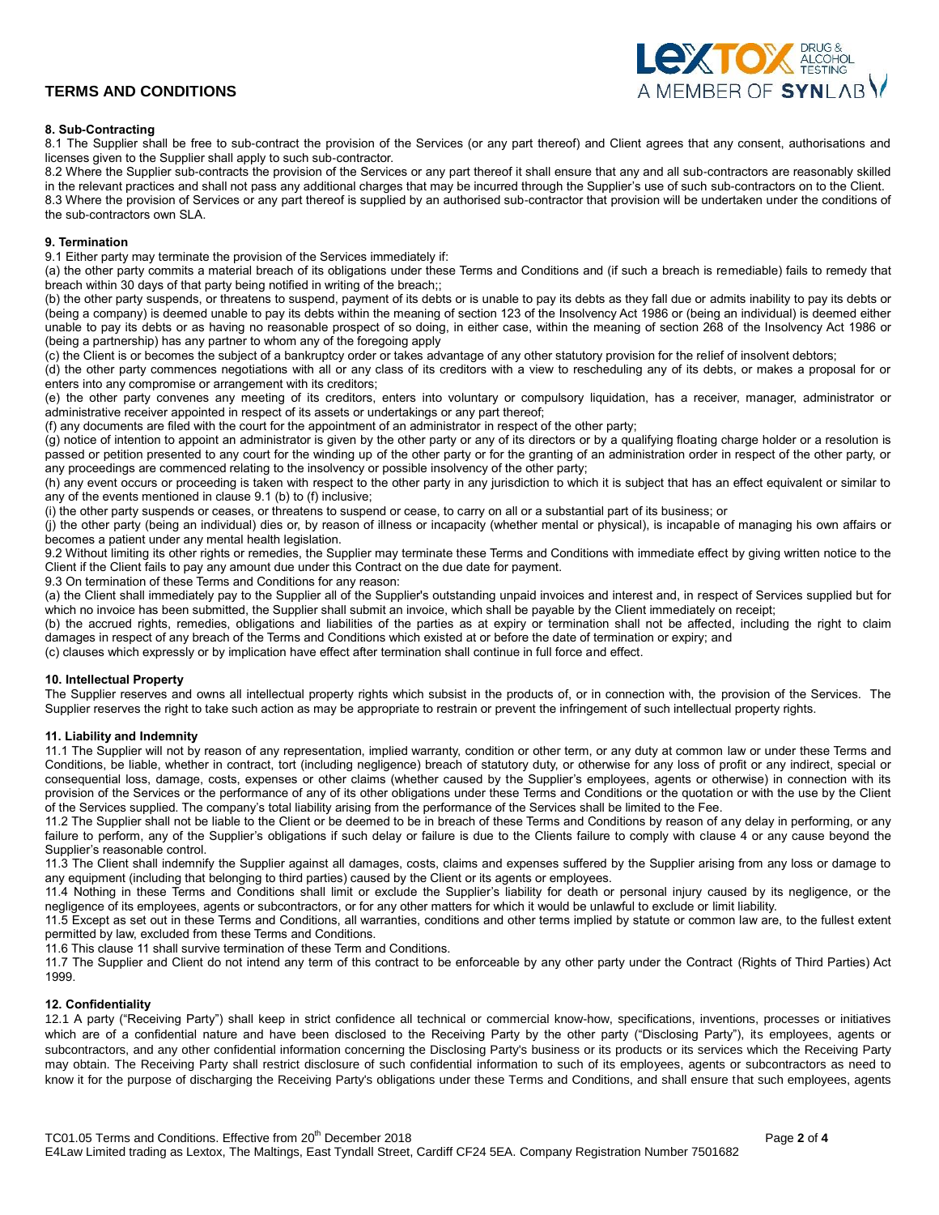## 8. Sub-Contracting

8.1 The Supplier shall be free to sub-contract the provision of the Services (or any part thereof) and Client agrees that any consent, authorisations and licenses given to the Supplier shall apply to such sub-contractor.

8.2 Where the Supplier sub-contracts the provision of the Services or any part thereof it shall ensure that any and all sub-contractors are reasonably skilled in the relevant practices and shall not pass any additional charges that may be incurred through the Supplier's use of such sub-contractors on to the Client.

8.3 Where the provision of Services or any part thereof is supplied by an authorised sub-contractor that provision will be undertaken under the conditions of the sub-contractors own SLA.

## 9. Termination

9.1 Either party may terminate the provision of the Services immediately if:

(a) the other party commits a material breach of its obligations under these Terms and Conditions and (if such a breach is remediable) fails to remedy that breach within 30 days of that party being notified in writing of the breach;;

(b) the other party suspends, or threatens to suspend, payment of its debts or is unable to pay its debts as they fall due or admits inability to pay its debts or (being a company) is deemed unable to pay its debts within the meaning of section 123 of the Insolvency Act 1986 or (being an individual) is deemed either unable to pay its debts or as having no reasonable prospect of so doing, in either case, within the meaning of section 268 of the Insolvency Act 1986 or (being a partnership) has any partner to whom any of the foregoing apply

(c) the Client is or becomes the subject of a bankruptcy order or takes advantage of any other statutory provision for the relief of insolvent debtors;

(d) the other party commences negotiations with all or any class of its creditors with a view to rescheduling any of its debts, or makes a proposal for or enters into any compromise or arrangement with its creditors;

(e) the other party convenes any meeting of its creditors, enters into voluntary or compulsory liquidation, has a receiver, manager, administrator or administrative receiver appointed in respect of its assets or undertakings or any part thereof;

(f) any documents are filed with the court for the appointment of an administrator in respect of the other party;

(g) notice of intention to appoint an administrator is given by the other party or any of its directors or by a qualifying floating charge holder or a resolution is passed or petition presented to any court for the winding up of the other party or for the granting of an administration order in respect of the other party, or any proceedings are commenced relating to the insolvency or possible insolvency of the other party;

(h) any event occurs or proceeding is taken with respect to the other party in any jurisdiction to which it is subject that has an effect equivalent or similar to any of the events mentioned in clause 9.1 (b) to (f) inclusive;

(i) the other party suspends or ceases, or threatens to suspend or cease, to carry on all or a substantial part of its business; or

(j) the other party (being an individual) dies or, by reason of illness or incapacity (whether mental or physical), is incapable of managing his own affairs or becomes a patient under any mental health legislation.

9.2 Without limiting its other rights or remedies, the Supplier may terminate these Terms and Conditions with immediate effect by giving written notice to the Client if the Client fails to pay any amount due under this Contract on the due date for payment.

9.3 On termination of these Terms and Conditions for any reason:

(a) the Client shall immediately pay to the Supplier all of the Supplier's outstanding unpaid invoices and interest and, in respect of Services supplied but for which no invoice has been submitted, the Supplier shall submit an invoice, which shall be payable by the Client immediately on receipt;

(b) the accrued rights, remedies, obligations and liabilities of the parties as at expiry or termination shall not be affected, including the right to claim damages in respect of any breach of the Terms and Conditions which existed at or before the date of termination or expiry; and

(c) clauses which expressly or by implication have effect after termination shall continue in full force and effect.

## 10. Intellectual Property

The Supplier reserves and owns all intellectual property rights which subsist in the products of, or in connection with, the provision of the Services. The Supplier reserves the right to take such action as may be appropriate to restrain or prevent the infringement of such intellectual property rights.

## 11. Liability and Indemnity

11.1 The Supplier will not by reason of any representation, implied warranty, condition or other term, or any duty at common law or under these Terms and Conditions, be liable, whether in contract, tort (including negligence) breach of statutory duty, or otherwise for any loss of profit or any indirect, special or consequential loss, damage, costs, expenses or other claims (whether caused by the Supplier's employees, agents or otherwise) in connection with its provision of the Services or the performance of any of its other obligations under these Terms and Conditions or the quotation or with the use by the Client of the Services supplied. The company's total liability arising from the performance of the Services shall be limited to the Fee.

11.2 The Supplier shall not be liable to the Client or be deemed to be in breach of these Terms and Conditions by reason of any delay in performing, or any failure to perform, any of the Supplier's obligations if such delay or failure is due to the Clients failure to comply with clause 4 or any cause beyond the Supplier's reasonable control.

11.3 The Client shall indemnify the Supplier against all damages, costs, claims and expenses suffered by the Supplier arising from any loss or damage to any equipment (including that belonging to third parties) caused by the Client or its agents or employees.

11.4 Nothing in these Terms and Conditions shall limit or exclude the Supplier's liability for death or personal injury caused by its negligence, or the negligence of its employees, agents or subcontractors, or for any other matters for which it would be unlawful to exclude or limit liability.

11.5 Except as set out in these Terms and Conditions, all warranties, conditions and other terms implied by statute or common law are, to the fullest extent permitted by law, excluded from these Terms and Conditions.

11.6 This clause 11 shall survive termination of these Term and Conditions.

11.7 The Supplier and Client do not intend any term of this contract to be enforceable by any other party under the Contract (Rights of Third Parties) Act 1999.

## 12. Confidentiality

12.1 A party ("Receiving Party") shall keep in strict confidence all technical or commercial know-how, specifications, inventions, processes or initiatives which are of a confidential nature and have been disclosed to the Receiving Party by the other party ("Disclosing Party"), its employees, agents or subcontractors, and any other confidential information concerning the Disclosing Party's business or its products or its services which the Receiving Party may obtain. The Receiving Party shall restrict disclosure of such confidential information to such of its employees, agents or subcontractors as need to know it for the purpose of discharging the Receiving Party's obligations under these Terms and Conditions, and shall ensure that such employees, agents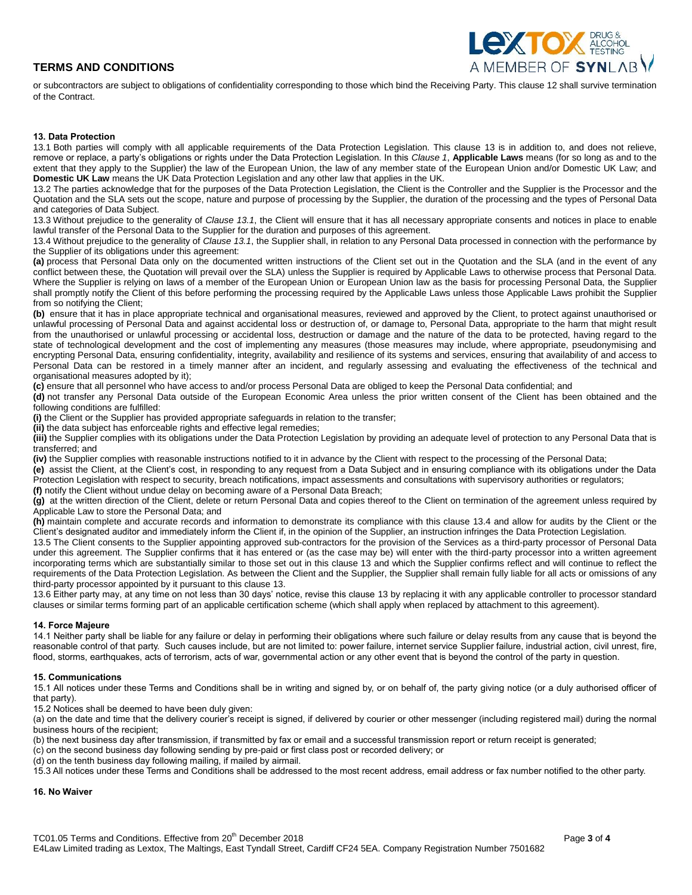or subcontractors are subject to obligations of confidentiality corresponding to those which bind the Receiving Party. This clause 12 shall survive termination of the Contract.

**13. Data Protection**

13.1 Both parties will comply with all applicable requirements of the Data Protection Legislation. This clause 13 is in addition to, and does not relieve, remove or replace, a party's obligations or rights under the Data Protection Legislation. In this *Clause 1*, **Applicable Laws** means (for so long as and to the extent that they apply to the Supplier) the law of the European Union, the law of any member state of the European Union and/or Domestic UK Law; and **Domestic UK Law** means the UK Data Protection Legislation and any other law that applies in the UK.

13.2 The parties acknowledge that for the purposes of the Data Protection Legislation, the Client is the Controller and the Supplier is the Processor and the Quotation and the SLA sets out the scope, nature and purpose of processing by the Supplier, the duration of the processing and the types of Personal Data and categories of Data Subject.

13.3 Without prejudice to the generality of *Clause 13.1*, the Client will ensure that it has all necessary appropriate consents and notices in place to enable lawful transfer of the Personal Data to the Supplier for the duration and purposes of this agreement.

13.4 Without prejudice to the generality of *Clause 13.1*, the Supplier shall, in relation to any Personal Data processed in connection with the performance by the Supplier of its obligations under this agreement:

**(a)** process that Personal Data only on the documented written instructions of the Client set out in the Quotation and the SLA (and in the event of any conflict between these, the Quotation will prevail over the SLA) unless the Supplier is required by Applicable Laws to otherwise process that Personal Data. Where the Supplier is relying on laws of a member of the European Union or European Union law as the basis for processing Personal Data, the Supplier shall promptly notify the Client of this before performing the processing required by the Applicable Laws unless those Applicable Laws prohibit the Supplier from so notifying the Client;

**(b)** ensure that it has in place appropriate technical and organisational measures, reviewed and approved by the Client, to protect against unauthorised or unlawful processing of Personal Data and against accidental loss or destruction of, or damage to, Personal Data, appropriate to the harm that might result from the unauthorised or unlawful processing or accidental loss, destruction or damage and the nature of the data to be protected, having regard to the state of technological development and the cost of implementing any measures (those measures may include, where appropriate, pseudonymising and encrypting Personal Data, ensuring confidentiality, integrity, availability and resilience of its systems and services, ensuring that availability of and access to Personal Data can be restored in a timely manner after an incident, and regularly assessing and evaluating the effectiveness of the technical and organisational measures adopted by it);

**(c)** ensure that all personnel who have access to and/or process Personal Data are obliged to keep the Personal Data confidential; and

**(d)** not transfer any Personal Data outside of the European Economic Area unless the prior written consent of the Client has been obtained and the following conditions are fulfilled:

**(i)** the Client or the Supplier has provided appropriate safeguards in relation to the transfer;

**(ii)** the data subject has enforceable rights and effective legal remedies;

**(iii)** the Supplier complies with its obligations under the Data Protection Legislation by providing an adequate level of protection to any Personal Data that is transferred; and

**(iv)** the Supplier complies with reasonable instructions notified to it in advance by the Client with respect to the processing of the Personal Data;

**(e)** assist the Client, at the Client's cost, in responding to any request from a Data Subject and in ensuring compliance with its obligations under the Data Protection Legislation with respect to security, breach notifications, impact assessments and consultations with supervisory authorities or regulators;

**(f)** notify the Client without undue delay on becoming aware of a Personal Data Breach;

**(g)** at the written direction of the Client, delete or return Personal Data and copies thereof to the Client on termination of the agreement unless required by Applicable Law to store the Personal Data; and

**(h)** maintain complete and accurate records and information to demonstrate its compliance with this clause 13.4 and allow for audits by the Client or the Client's designated auditor and immediately inform the Client if, in the opinion of the Supplier, an instruction infringes the Data Protection Legislation.

13.5 The Client consents to the Supplier appointing approved sub-contractors for the provision of the Services as a third-party processor of Personal Data under this agreement. The Supplier confirms that it has entered or (as the case may be) will enter with the third-party processor into a written agreement incorporating terms which are substantially similar to those set out in this clause 13 and which the Supplier confirms reflect and will continue to reflect the requirements of the Data Protection Legislation. As between the Client and the Supplier, the Supplier shall remain fully liable for all acts or omissions of any third-party processor appointed by it pursuant to this clause 13.

13.6 Either party may, at any time on not less than 30 days' notice, revise this clause 13 by replacing it with any applicable controller to processor standard clauses or similar terms forming part of an applicable certification scheme (which shall apply when replaced by attachment to this agreement).

**14. Force Majeure**

14.1 Neither party shall be liable for any failure or delay in performing their obligations where such failure or delay results from any cause that is beyond the reasonable control of that party. Such causes include, but are not limited to: power failure, internet service Supplier failure, industrial action, civil unrest, fire, flood, storms, earthquakes, acts of terrorism, acts of war, governmental action or any other event that is beyond the control of the party in question.

**15. Communications**

15.1 All notices under these Terms and Conditions shall be in writing and signed by, or on behalf of, the party giving notice (or a duly authorised officer of that party).

15.2 Notices shall be deemed to have been duly given:

(a) on the date and time that the delivery courier's receipt is signed, if delivered by courier or other messenger (including registered mail) during the normal business hours of the recipient;

(b) the next business day after transmission, if transmitted by fax or email and a successful transmission report or return receipt is generated;

(c) on the second business day following sending by pre-paid or first class post or recorded delivery; or

(d) on the tenth business day following mailing, if mailed by airmail.

15.3 All notices under these Terms and Conditions shall be addressed to the most recent address, email address or fax number notified to the other party.

**16. No Waiver**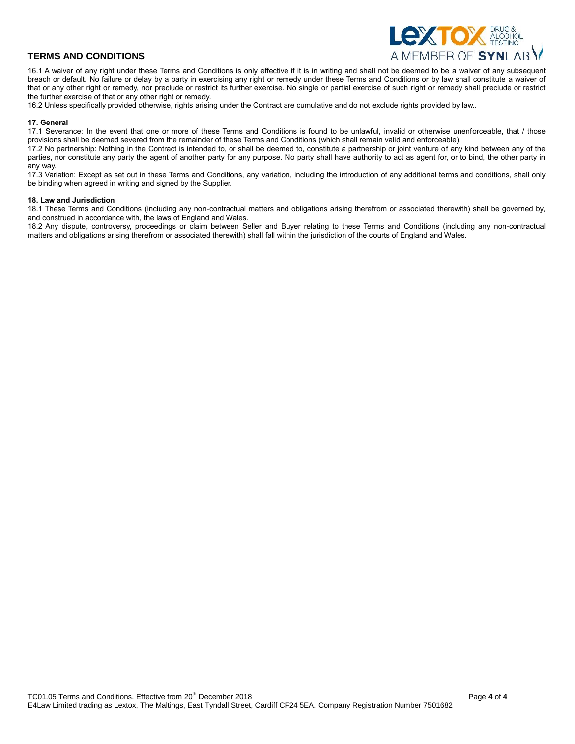## TERMS AND CONDITIONS

16.1 A waiver of any right under these Terms and Conditions is only effective if it is in writing and shall not be deemed to be a waiver of any subsequent breach or default. No failure or delay by a party in exercising any right or remedy under these Terms and Conditions or by law shall constitute a waiver of that or any other right or remedy, nor preclude or restrict its further exercise. No single or partial exercise of such right or remedy shall preclude or restrict the further exercise of that or any other right or remedy.

16.2 Unless specifically provided otherwise, rights arising under the Contract are cumulative and do not exclude rights provided by law..

**17. General**

17.1 Severance: In the event that one or more of these Terms and Conditions is found to be unlawful, invalid or otherwise unenforceable, that / those provisions shall be deemed severed from the remainder of these Terms and Conditions (which shall remain valid and enforceable).

17.2 No partnership: Nothing in the Contract is intended to, or shall be deemed to, constitute a partnership or joint venture of any kind between any of the parties, nor constitute any party the agent of another party for any purpose. No party shall have authority to act as agent for, or to bind, the other party in any way.

17.3 Variation: Except as set out in these Terms and Conditions, any variation, including the introduction of any additional terms and conditions, shall only be binding when agreed in writing and signed by the Supplier.

**18. Law and Jurisdiction**

18.1 These Terms and Conditions (including any non-contractual matters and obligations arising therefrom or associated therewith) shall be governed by, and construed in accordance with, the laws of England and Wales.

18.2 Any dispute, controversy, proceedings or claim between Seller and Buyer relating to these Terms and Conditions (including any non-contractual matters and obligations arising therefrom or associated therewith) shall fall within the jurisdiction of the courts of England and Wales.

TC01.05 Terms and Conditions. Effective from 20th December 2018

E4Law Limited trading as Lextox, The Maltings, East Tyndall Street, Cardiff CF24 5EA. Company Registration Number 7501682